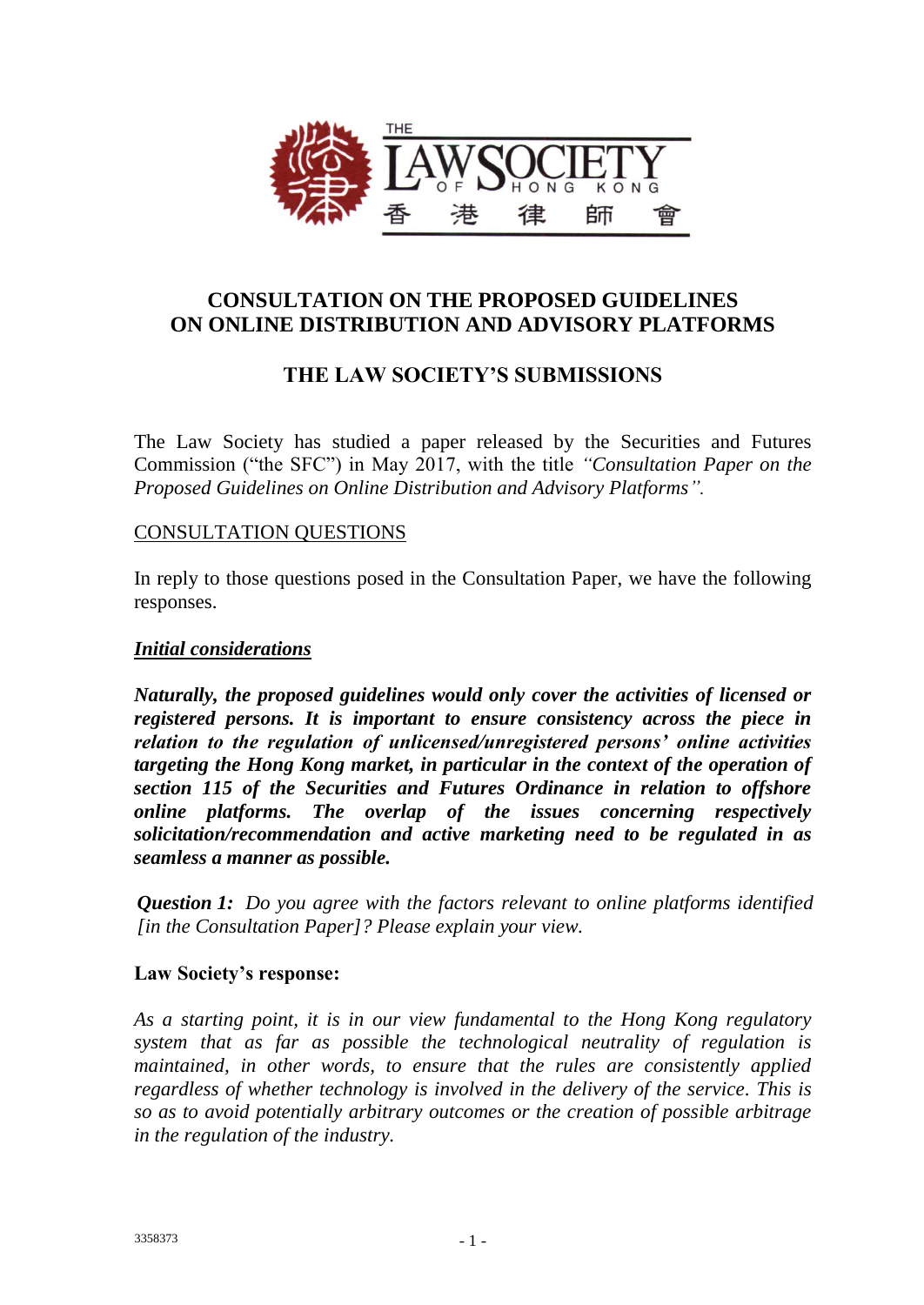# CONSULTATION ON THE PROPOSED GUIDELINES ON ONLINE DISTRIBUTION AND ADVISORY PLATFORMS

## THE LAW SOCIETY'S SUBMISSIONS

The Law Society has studied a paper released by the Securities and Futures Commission ("the SFC") in May 2017, with the title *"Consultation Paper on the Proposed Guidelines on Online Distribution and Advisory Platforms".*

<u>CONSULTATION QUESTIONS</u>

In reply to those questions posed in the Consultation Paper, we have the following responses.

***<u>Initial considerations</u>***

***Naturally, the proposed guidelines would only cover the activities of licensed or registered persons. It is important to ensure consistency across the piece in relation to the regulation of unlicensed/unregistered persons' online activities targeting the Hong Kong market, in particular in the context of the operation of section 115 of the Securities and Futures Ordinance in relation to offshore online platforms. The overlap of the issues concerning respectively solicitation/recommendation and active marketing need to be regulated in as seamless a manner as possible.***

***Question 1:*** *Do you agree with the factors relevant to online platforms identified [in the Consultation Paper]? Please explain your view.*

**Law Society's response:**

*As a starting point, it is in our view fundamental to the Hong Kong regulatory system that as far as possible the technological neutrality of regulation is maintained, in other words, to ensure that the rules are consistently applied regardless of whether technology is involved in the delivery of the service. This is so as to avoid potentially arbitrary outcomes or the creation of possible arbitrage in the regulation of the industry.*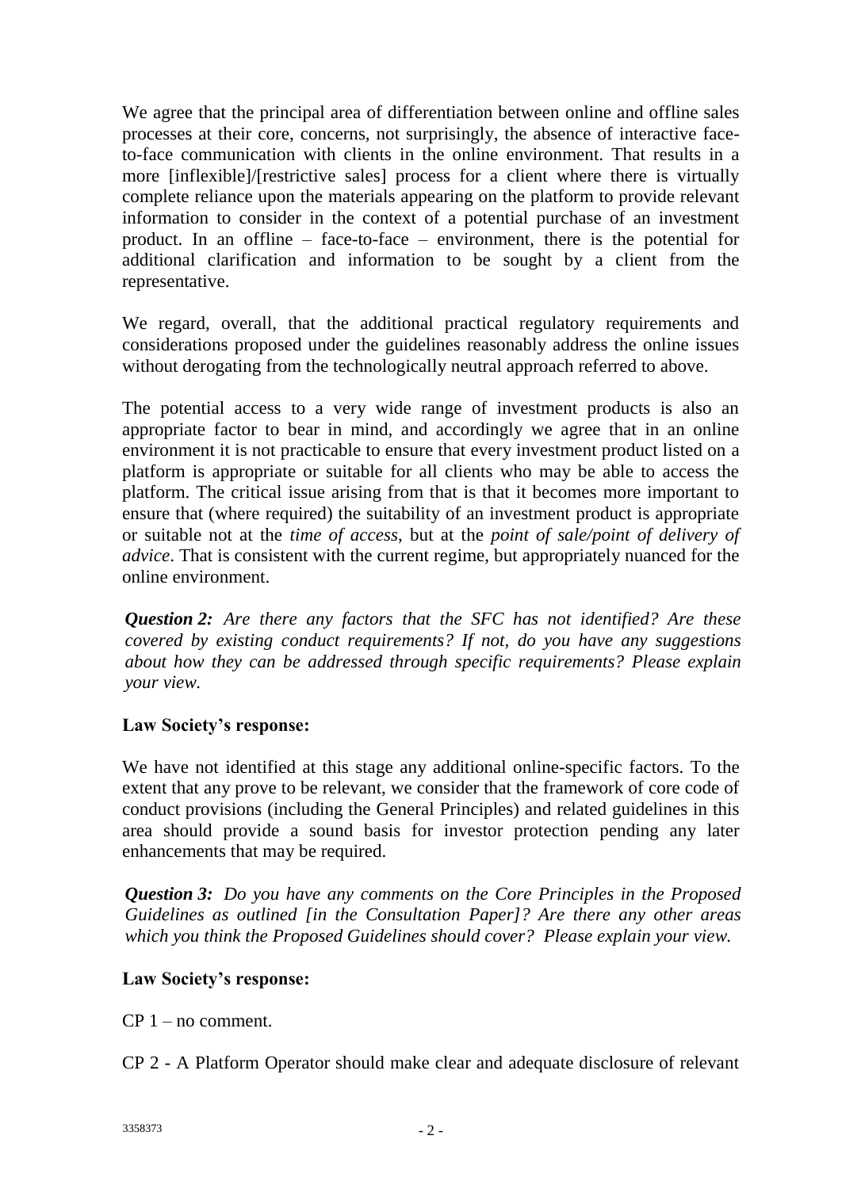We agree that the principal area of differentiation between online and offline sales processes at their core, concerns, not surprisingly, the absence of interactive face-to-face communication with clients in the online environment. That results in a more [inflexible]/[restrictive sales] process for a client where there is virtually complete reliance upon the materials appearing on the platform to provide relevant information to consider in the context of a potential purchase of an investment product. In an offline – face-to-face – environment, there is the potential for additional clarification and information to be sought by a client from the representative.

We regard, overall, that the additional practical regulatory requirements and considerations proposed under the guidelines reasonably address the online issues without derogating from the technologically neutral approach referred to above.

The potential access to a very wide range of investment products is also an appropriate factor to bear in mind, and accordingly we agree that in an online environment it is not practicable to ensure that every investment product listed on a platform is appropriate or suitable for all clients who may be able to access the platform. The critical issue arising from that is that it becomes more important to ensure that (where required) the suitability of an investment product is appropriate or suitable not at the *time of access*, but at the *point of sale/point of delivery of advice*. That is consistent with the current regime, but appropriately nuanced for the online environment.

***Question 2:*** *Are there any factors that the SFC has not identified? Are these covered by existing conduct requirements? If not, do you have any suggestions about how they can be addressed through specific requirements? Please explain your view.*

**Law Society's response:**

We have not identified at this stage any additional online-specific factors. To the extent that any prove to be relevant, we consider that the framework of core code of conduct provisions (including the General Principles) and related guidelines in this area should provide a sound basis for investor protection pending any later enhancements that may be required.

***Question 3:*** *Do you have any comments on the Core Principles in the Proposed Guidelines as outlined [in the Consultation Paper]? Are there any other areas which you think the Proposed Guidelines should cover? Please explain your view.*

**Law Society's response:**

CP 1 – no comment.

CP 2 - A Platform Operator should make clear and adequate disclosure of relevant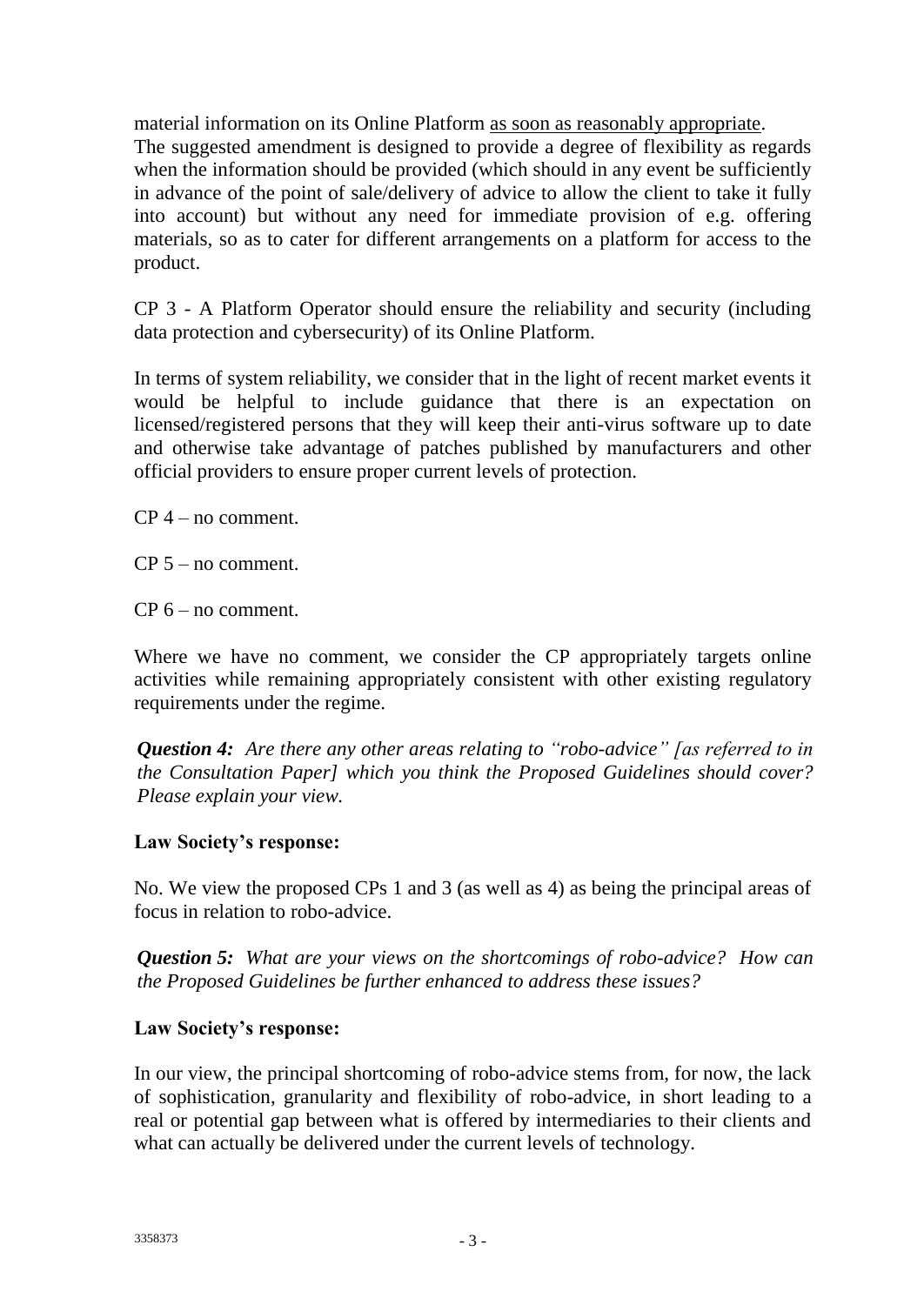material information on its Online Platform <u>as soon as reasonably appropriate</u>. The suggested amendment is designed to provide a degree of flexibility as regards when the information should be provided (which should in any event be sufficiently in advance of the point of sale/delivery of advice to allow the client to take it fully into account) but without any need for immediate provision of e.g. offering materials, so as to cater for different arrangements on a platform for access to the product.

CP 3 - A Platform Operator should ensure the reliability and security (including data protection and cybersecurity) of its Online Platform.

In terms of system reliability, we consider that in the light of recent market events it would be helpful to include guidance that there is an expectation on licensed/registered persons that they will keep their anti-virus software up to date and otherwise take advantage of patches published by manufacturers and other official providers to ensure proper current levels of protection.

CP 4 – no comment.

CP 5 – no comment.

CP 6 – no comment.

Where we have no comment, we consider the CP appropriately targets online activities while remaining appropriately consistent with other existing regulatory requirements under the regime.

***Question 4:*** *Are there any other areas relating to "robo-advice" [as referred to in the Consultation Paper] which you think the Proposed Guidelines should cover? Please explain your view.*

**Law Society's response:**

No. We view the proposed CPs 1 and 3 (as well as 4) as being the principal areas of focus in relation to robo-advice.

***Question 5:*** *What are your views on the shortcomings of robo-advice? How can the Proposed Guidelines be further enhanced to address these issues?*

**Law Society's response:**

In our view, the principal shortcoming of robo-advice stems from, for now, the lack of sophistication, granularity and flexibility of robo-advice, in short leading to a real or potential gap between what is offered by intermediaries to their clients and what can actually be delivered under the current levels of technology.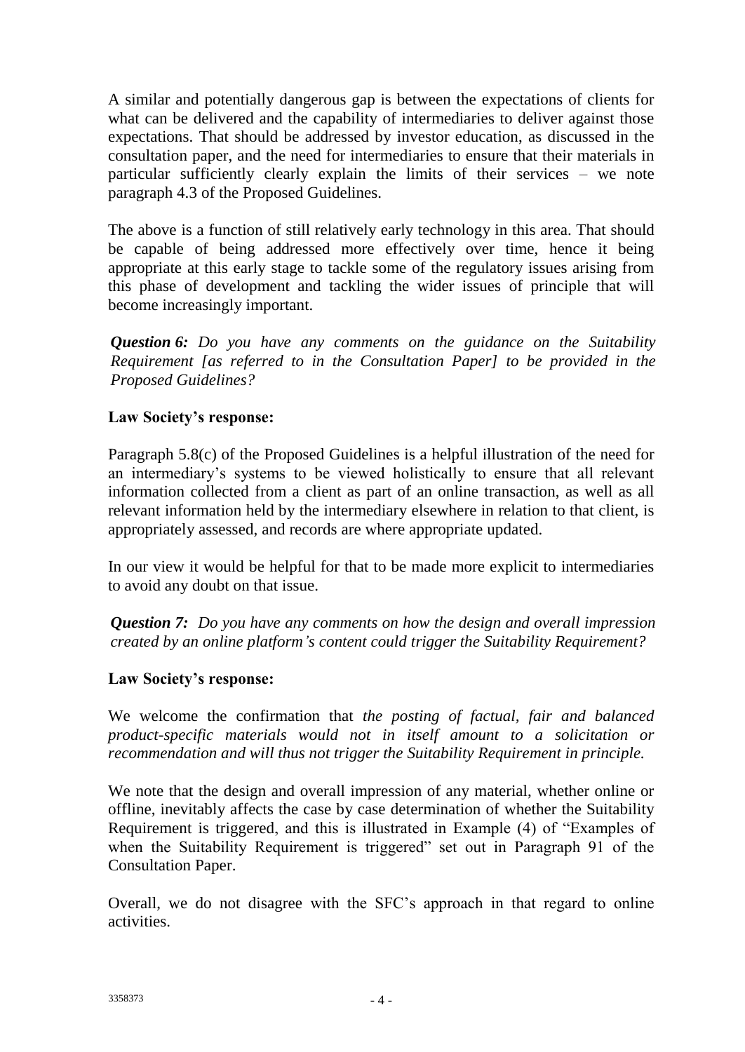A similar and potentially dangerous gap is between the expectations of clients for what can be delivered and the capability of intermediaries to deliver against those expectations. That should be addressed by investor education, as discussed in the consultation paper, and the need for intermediaries to ensure that their materials in particular sufficiently clearly explain the limits of their services – we note paragraph 4.3 of the Proposed Guidelines.

The above is a function of still relatively early technology in this area. That should be capable of being addressed more effectively over time, hence it being appropriate at this early stage to tackle some of the regulatory issues arising from this phase of development and tackling the wider issues of principle that will become increasingly important.

***Question 6:*** *Do you have any comments on the guidance on the Suitability Requirement [as referred to in the Consultation Paper] to be provided in the Proposed Guidelines?*

**Law Society's response:**

Paragraph 5.8(c) of the Proposed Guidelines is a helpful illustration of the need for an intermediary's systems to be viewed holistically to ensure that all relevant information collected from a client as part of an online transaction, as well as all relevant information held by the intermediary elsewhere in relation to that client, is appropriately assessed, and records are where appropriate updated.

In our view it would be helpful for that to be made more explicit to intermediaries to avoid any doubt on that issue.

***Question 7:*** *Do you have any comments on how the design and overall impression created by an online platform's content could trigger the Suitability Requirement?*

**Law Society's response:**

We welcome the confirmation that *the posting of factual, fair and balanced product-specific materials would not in itself amount to a solicitation or recommendation and will thus not trigger the Suitability Requirement in principle.*

We note that the design and overall impression of any material, whether online or offline, inevitably affects the case by case determination of whether the Suitability Requirement is triggered, and this is illustrated in Example (4) of "Examples of when the Suitability Requirement is triggered" set out in Paragraph 91 of the Consultation Paper.

Overall, we do not disagree with the SFC's approach in that regard to online activities.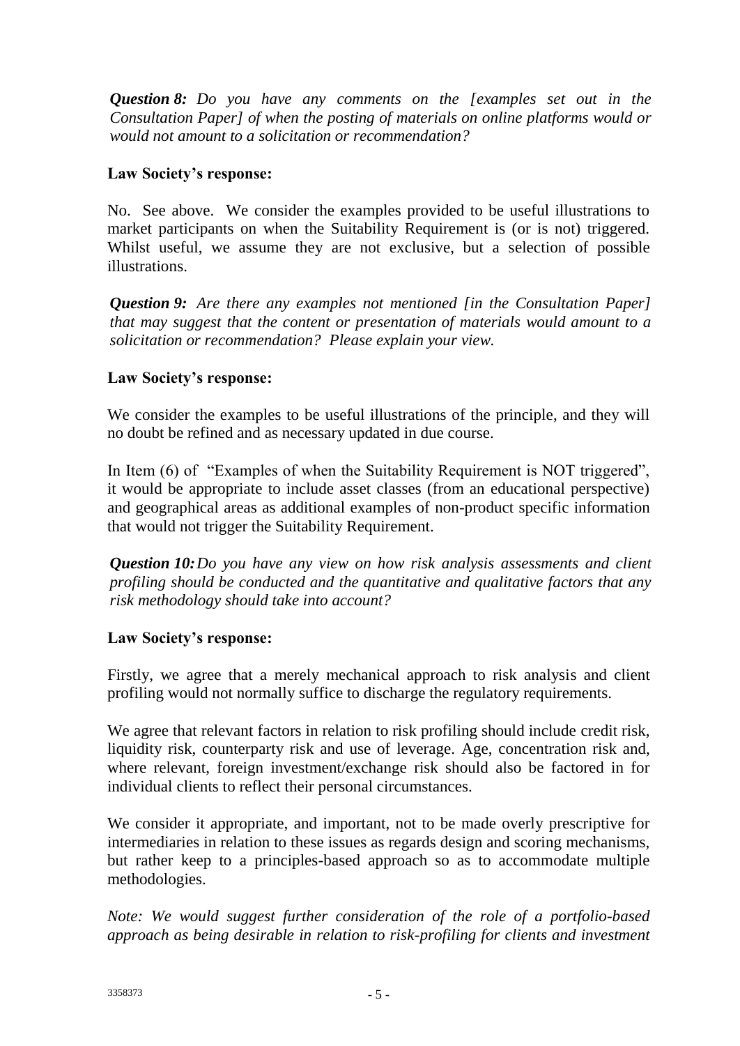***Question 8:** Do you have any comments on the [examples set out in the Consultation Paper] of when the posting of materials on online platforms would or would not amount to a solicitation or recommendation?*

**Law Society's response:**

No. See above. We consider the examples provided to be useful illustrations to market participants on when the Suitability Requirement is (or is not) triggered. Whilst useful, we assume they are not exclusive, but a selection of possible illustrations.

***Question 9:** Are there any examples not mentioned [in the Consultation Paper] that may suggest that the content or presentation of materials would amount to a solicitation or recommendation? Please explain your view.*

**Law Society's response:**

We consider the examples to be useful illustrations of the principle, and they will no doubt be refined and as necessary updated in due course.

In Item (6) of "Examples of when the Suitability Requirement is NOT triggered", it would be appropriate to include asset classes (from an educational perspective) and geographical areas as additional examples of non-product specific information that would not trigger the Suitability Requirement.

***Question 10:** Do you have any view on how risk analysis assessments and client profiling should be conducted and the quantitative and qualitative factors that any risk methodology should take into account?*

**Law Society's response:**

Firstly, we agree that a merely mechanical approach to risk analysis and client profiling would not normally suffice to discharge the regulatory requirements.

We agree that relevant factors in relation to risk profiling should include credit risk, liquidity risk, counterparty risk and use of leverage. Age, concentration risk and, where relevant, foreign investment/exchange risk should also be factored in for individual clients to reflect their personal circumstances.

We consider it appropriate, and important, not to be made overly prescriptive for intermediaries in relation to these issues as regards design and scoring mechanisms, but rather keep to a principles-based approach so as to accommodate multiple methodologies.

*Note: We would suggest further consideration of the role of a portfolio-based approach as being desirable in relation to risk-profiling for clients and investment*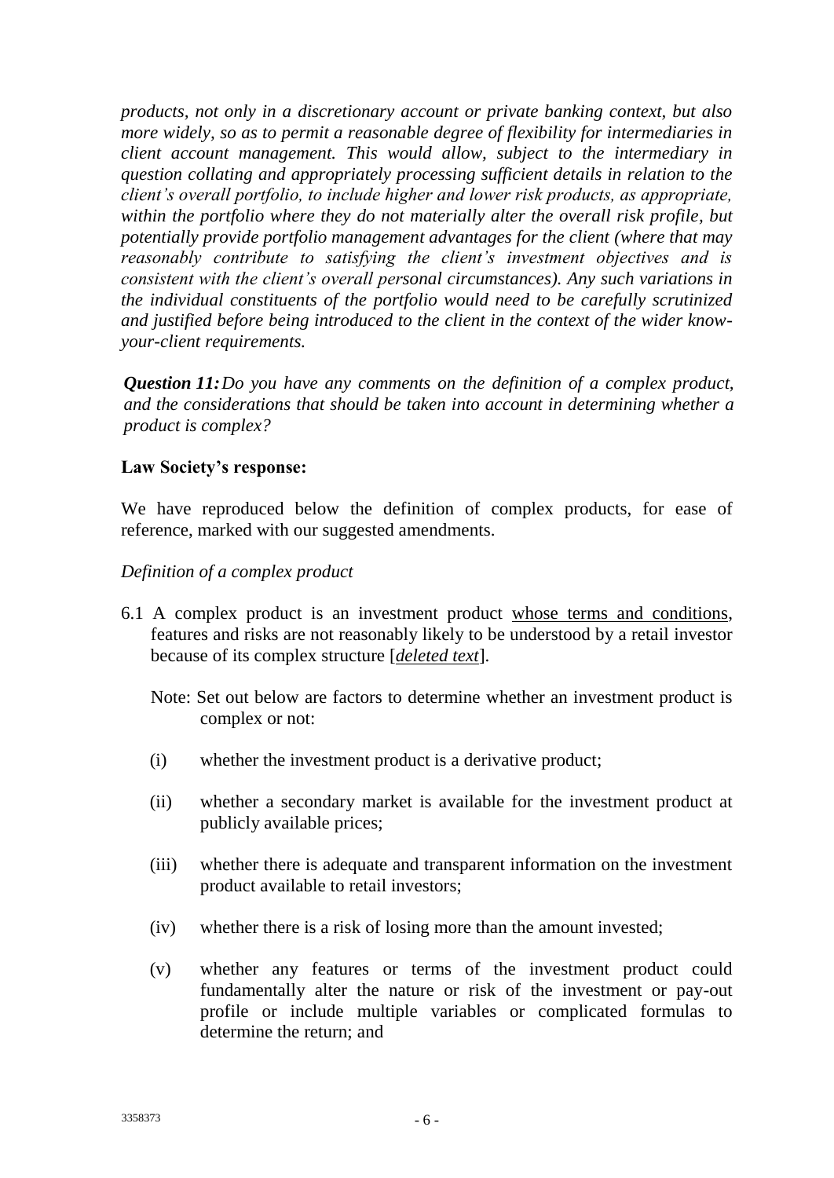*products, not only in a discretionary account or private banking context, but also more widely, so as to permit a reasonable degree of flexibility for intermediaries in client account management. This would allow, subject to the intermediary in question collating and appropriately processing sufficient details in relation to the client's overall portfolio, to include higher and lower risk products, as appropriate, within the portfolio where they do not materially alter the overall risk profile, but potentially provide portfolio management advantages for the client (where that may reasonably contribute to satisfying the client's investment objectives and is consistent with the client's overall personal circumstances). Any such variations in the individual constituents of the portfolio would need to be carefully scrutinized and justified before being introduced to the client in the context of the wider know-your-client requirements.*

***Question 11:*** *Do you have any comments on the definition of a complex product, and the considerations that should be taken into account in determining whether a product is complex?*

**Law Society's response:**

We have reproduced below the definition of complex products, for ease of reference, marked with our suggested amendments.

*Definition of a complex product*

6.1 A complex product is an investment product <u>whose terms and conditions</u>, features and risks are not reasonably likely to be understood by a retail investor because of its complex structure [*<u>deleted text</u>*].

Note: Set out below are factors to determine whether an investment product is complex or not:

(i) whether the investment product is a derivative product;

(ii) whether a secondary market is available for the investment product at publicly available prices;

(iii) whether there is adequate and transparent information on the investment product available to retail investors;

(iv) whether there is a risk of losing more than the amount invested;

(v) whether any features or terms of the investment product could fundamentally alter the nature or risk of the investment or pay-out profile or include multiple variables or complicated formulas to determine the return; and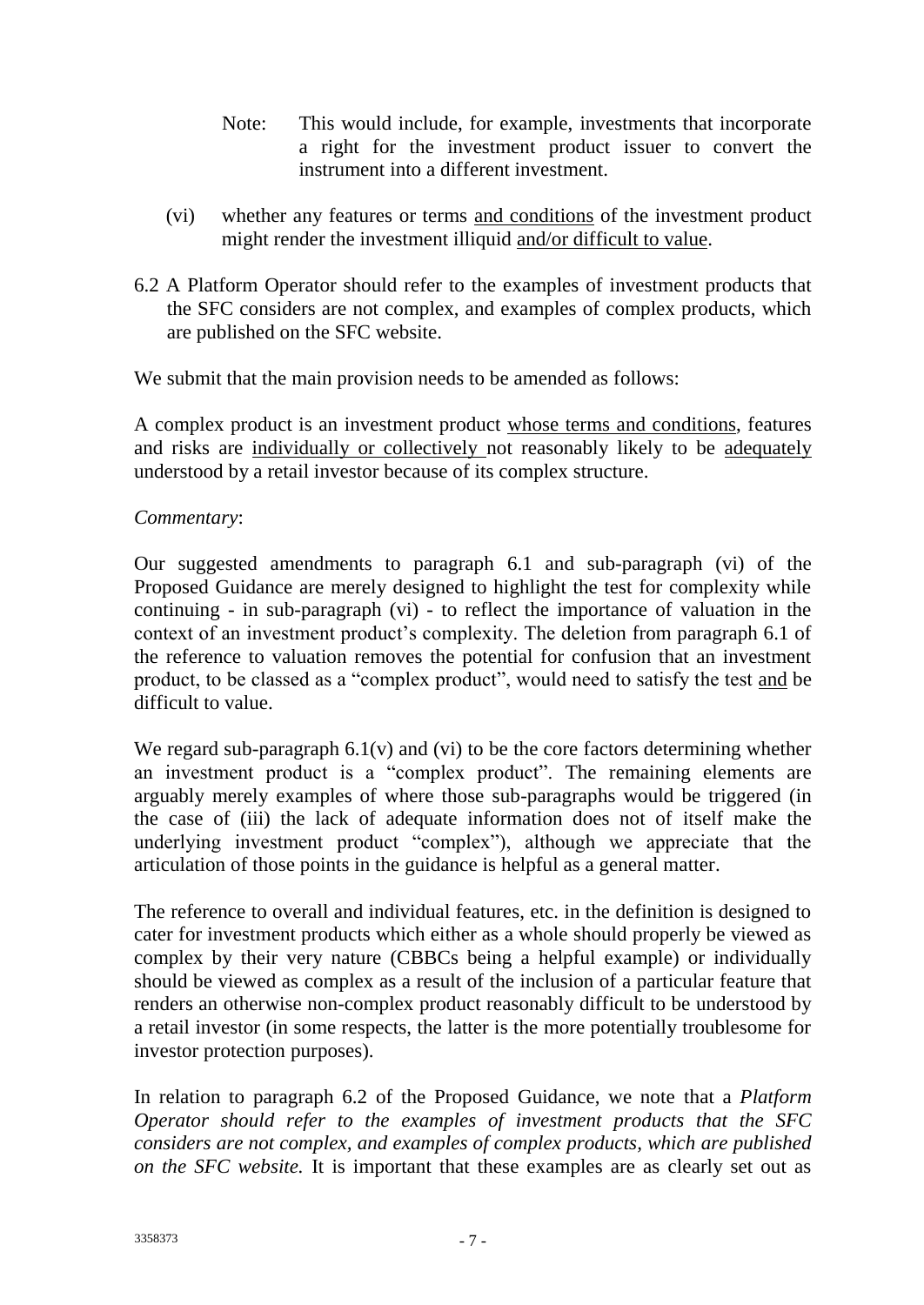Note: This would include, for example, investments that incorporate a right for the investment product issuer to convert the instrument into a different investment.

(vi) whether any features or terms <u>and conditions</u> of the investment product might render the investment illiquid <u>and/or difficult to value</u>.

6.2 A Platform Operator should refer to the examples of investment products that the SFC considers are not complex, and examples of complex products, which are published on the SFC website.

We submit that the main provision needs to be amended as follows:

A complex product is an investment product <u>whose terms and conditions</u>, features and risks are <u>individually or collectively</u> not reasonably likely to be <u>adequately</u> understood by a retail investor because of its complex structure.

*Commentary*:

Our suggested amendments to paragraph 6.1 and sub-paragraph (vi) of the Proposed Guidance are merely designed to highlight the test for complexity while continuing - in sub-paragraph (vi) - to reflect the importance of valuation in the context of an investment product's complexity. The deletion from paragraph 6.1 of the reference to valuation removes the potential for confusion that an investment product, to be classed as a "complex product", would need to satisfy the test <u>and</u> be difficult to value.

We regard sub-paragraph 6.1(v) and (vi) to be the core factors determining whether an investment product is a "complex product". The remaining elements are arguably merely examples of where those sub-paragraphs would be triggered (in the case of (iii) the lack of adequate information does not of itself make the underlying investment product "complex"), although we appreciate that the articulation of those points in the guidance is helpful as a general matter.

The reference to overall and individual features, etc. in the definition is designed to cater for investment products which either as a whole should properly be viewed as complex by their very nature (CBBCs being a helpful example) or individually should be viewed as complex as a result of the inclusion of a particular feature that renders an otherwise non-complex product reasonably difficult to be understood by a retail investor (in some respects, the latter is the more potentially troublesome for investor protection purposes).

In relation to paragraph 6.2 of the Proposed Guidance, we note that a *Platform Operator should refer to the examples of investment products that the SFC considers are not complex, and examples of complex products, which are published on the SFC website.* It is important that these examples are as clearly set out as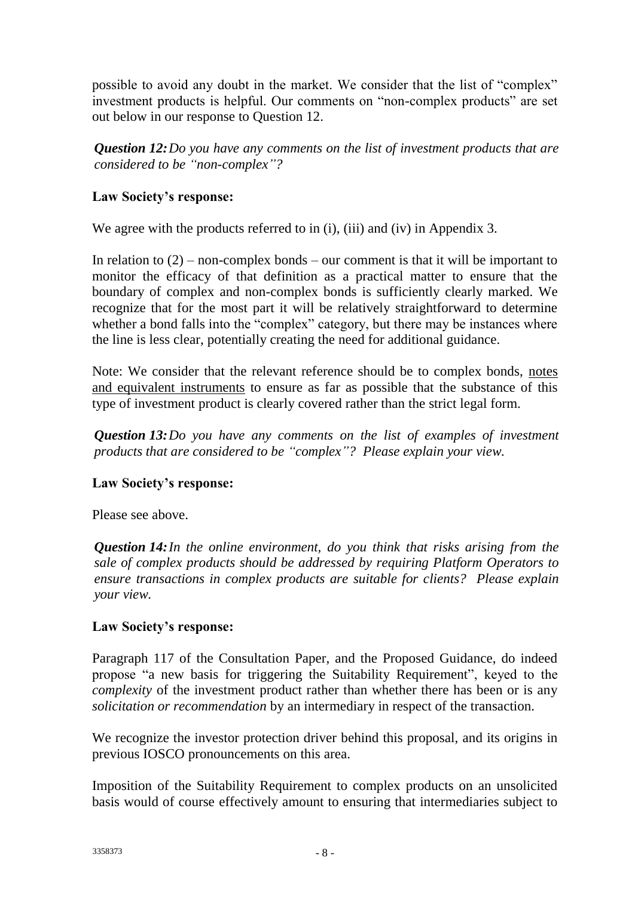possible to avoid any doubt in the market. We consider that the list of "complex" investment products is helpful. Our comments on "non-complex products" are set out below in our response to Question 12.

***Question 12:*** *Do you have any comments on the list of investment products that are considered to be "non-complex"?*

**Law Society's response:**

We agree with the products referred to in (i), (iii) and (iv) in Appendix 3.

In relation to (2) – non-complex bonds – our comment is that it will be important to monitor the efficacy of that definition as a practical matter to ensure that the boundary of complex and non-complex bonds is sufficiently clearly marked. We recognize that for the most part it will be relatively straightforward to determine whether a bond falls into the "complex" category, but there may be instances where the line is less clear, potentially creating the need for additional guidance.

Note: We consider that the relevant reference should be to complex bonds, <u>notes and equivalent instruments</u> to ensure as far as possible that the substance of this type of investment product is clearly covered rather than the strict legal form.

***Question 13:*** *Do you have any comments on the list of examples of investment products that are considered to be "complex"? Please explain your view.*

**Law Society's response:**

Please see above.

***Question 14:*** *In the online environment, do you think that risks arising from the sale of complex products should be addressed by requiring Platform Operators to ensure transactions in complex products are suitable for clients? Please explain your view.*

**Law Society's response:**

Paragraph 117 of the Consultation Paper, and the Proposed Guidance, do indeed propose "a new basis for triggering the Suitability Requirement", keyed to the *complexity* of the investment product rather than whether there has been or is any *solicitation or recommendation* by an intermediary in respect of the transaction.

We recognize the investor protection driver behind this proposal, and its origins in previous IOSCO pronouncements on this area.

Imposition of the Suitability Requirement to complex products on an unsolicited basis would of course effectively amount to ensuring that intermediaries subject to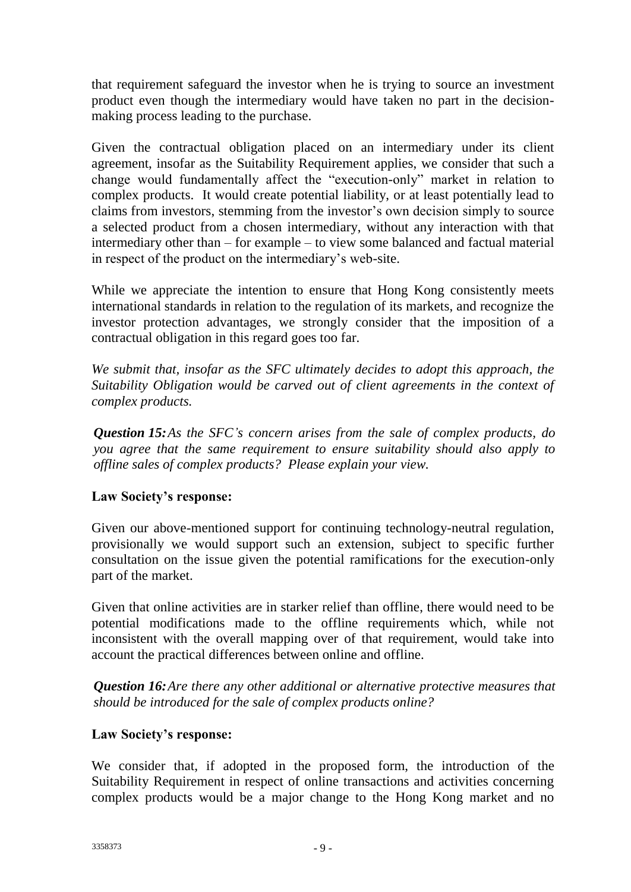that requirement safeguard the investor when he is trying to source an investment product even though the intermediary would have taken no part in the decision-making process leading to the purchase.

Given the contractual obligation placed on an intermediary under its client agreement, insofar as the Suitability Requirement applies, we consider that such a change would fundamentally affect the "execution-only" market in relation to complex products. It would create potential liability, or at least potentially lead to claims from investors, stemming from the investor's own decision simply to source a selected product from a chosen intermediary, without any interaction with that intermediary other than – for example – to view some balanced and factual material in respect of the product on the intermediary's web-site.

While we appreciate the intention to ensure that Hong Kong consistently meets international standards in relation to the regulation of its markets, and recognize the investor protection advantages, we strongly consider that the imposition of a contractual obligation in this regard goes too far.

*We submit that, insofar as the SFC ultimately decides to adopt this approach, the Suitability Obligation would be carved out of client agreements in the context of complex products.*

***Question 15:*** *As the SFC's concern arises from the sale of complex products, do you agree that the same requirement to ensure suitability should also apply to offline sales of complex products? Please explain your view.*

**Law Society's response:**

Given our above-mentioned support for continuing technology-neutral regulation, provisionally we would support such an extension, subject to specific further consultation on the issue given the potential ramifications for the execution-only part of the market.

Given that online activities are in starker relief than offline, there would need to be potential modifications made to the offline requirements which, while not inconsistent with the overall mapping over of that requirement, would take into account the practical differences between online and offline.

***Question 16:*** *Are there any other additional or alternative protective measures that should be introduced for the sale of complex products online?*

**Law Society's response:**

We consider that, if adopted in the proposed form, the introduction of the Suitability Requirement in respect of online transactions and activities concerning complex products would be a major change to the Hong Kong market and no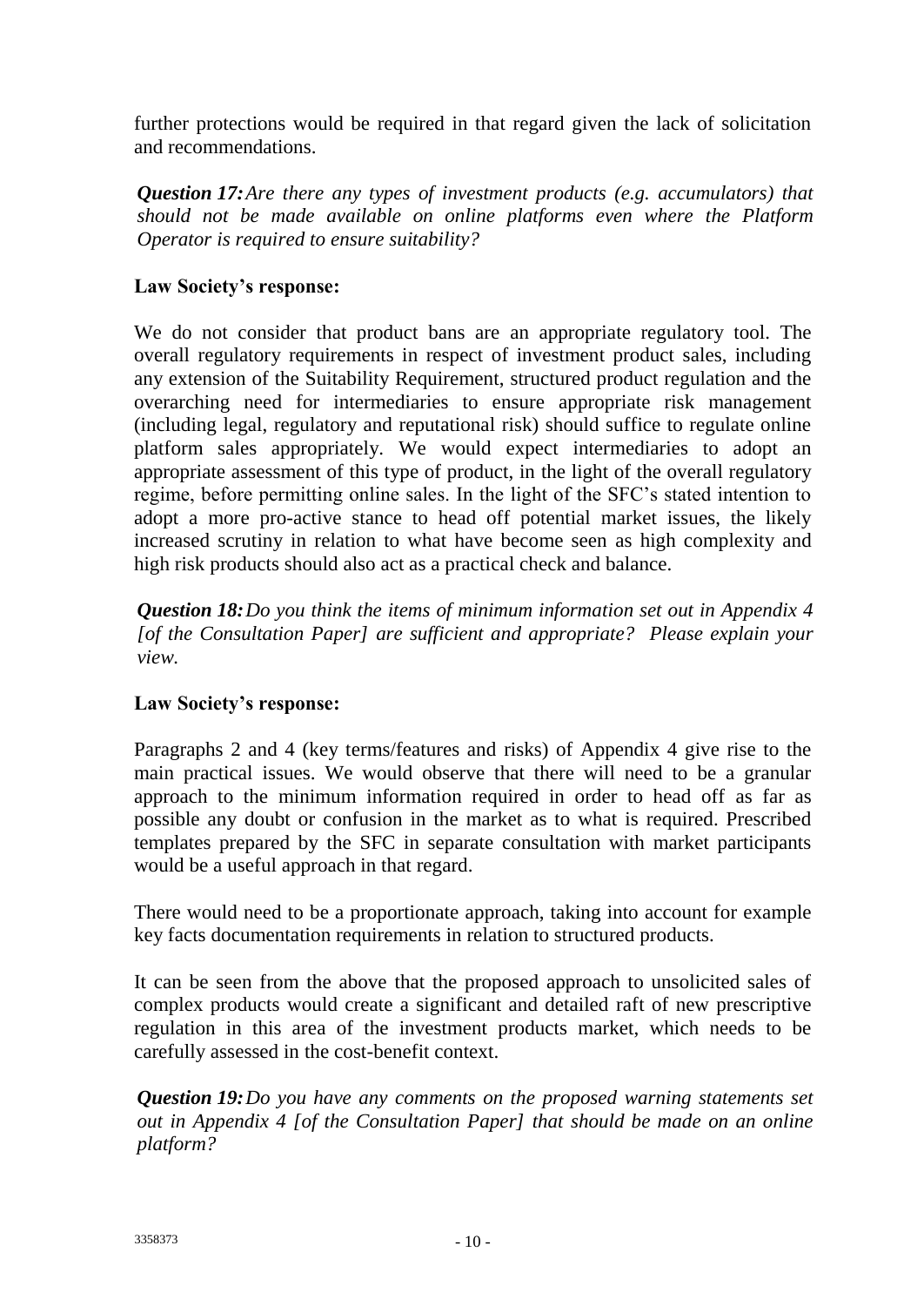further protections would be required in that regard given the lack of solicitation and recommendations.

***Question 17:*** *Are there any types of investment products (e.g. accumulators) that should not be made available on online platforms even where the Platform Operator is required to ensure suitability?*

**Law Society's response:**

We do not consider that product bans are an appropriate regulatory tool. The overall regulatory requirements in respect of investment product sales, including any extension of the Suitability Requirement, structured product regulation and the overarching need for intermediaries to ensure appropriate risk management (including legal, regulatory and reputational risk) should suffice to regulate online platform sales appropriately. We would expect intermediaries to adopt an appropriate assessment of this type of product, in the light of the overall regulatory regime, before permitting online sales. In the light of the SFC's stated intention to adopt a more pro-active stance to head off potential market issues, the likely increased scrutiny in relation to what have become seen as high complexity and high risk products should also act as a practical check and balance.

***Question 18:*** *Do you think the items of minimum information set out in Appendix 4 [of the Consultation Paper] are sufficient and appropriate? Please explain your view.*

**Law Society's response:**

Paragraphs 2 and 4 (key terms/features and risks) of Appendix 4 give rise to the main practical issues. We would observe that there will need to be a granular approach to the minimum information required in order to head off as far as possible any doubt or confusion in the market as to what is required. Prescribed templates prepared by the SFC in separate consultation with market participants would be a useful approach in that regard.

There would need to be a proportionate approach, taking into account for example key facts documentation requirements in relation to structured products.

It can be seen from the above that the proposed approach to unsolicited sales of complex products would create a significant and detailed raft of new prescriptive regulation in this area of the investment products market, which needs to be carefully assessed in the cost-benefit context.

***Question 19:*** *Do you have any comments on the proposed warning statements set out in Appendix 4 [of the Consultation Paper] that should be made on an online platform?*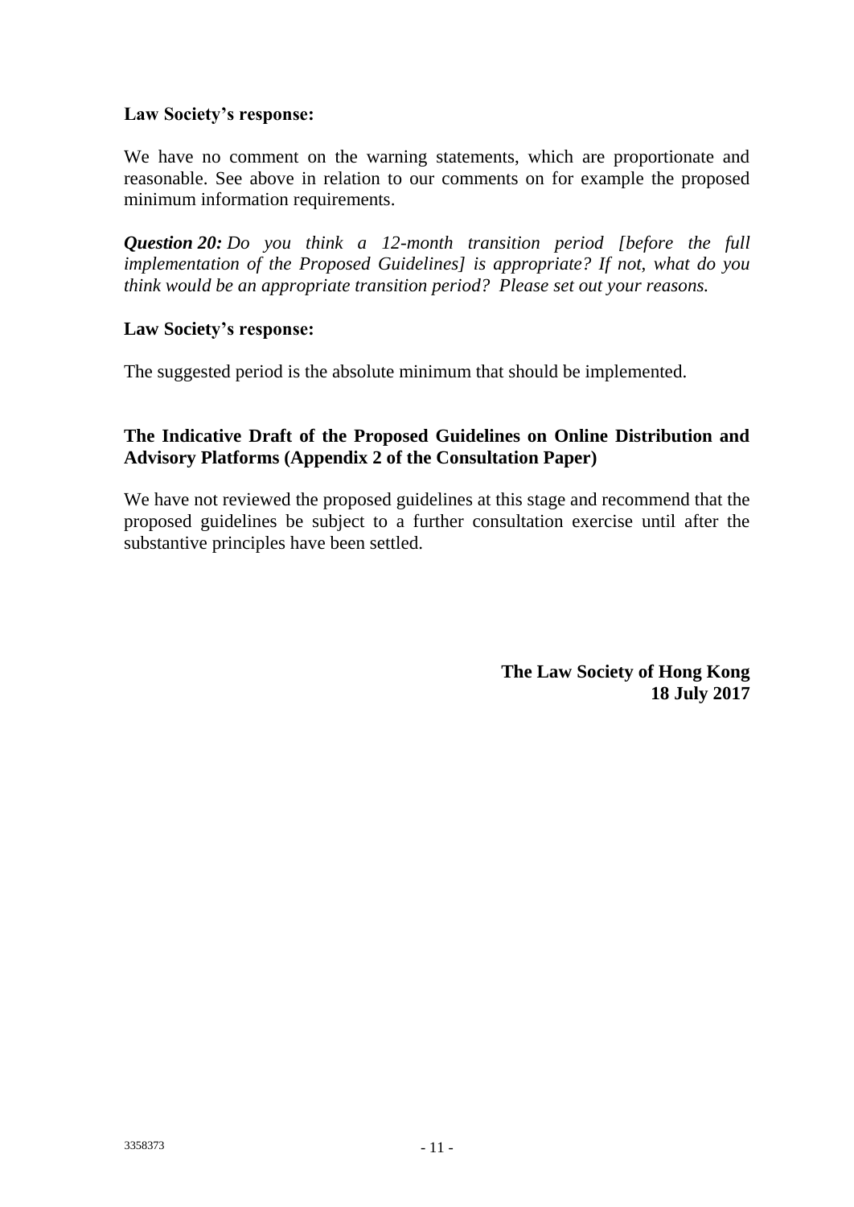**Law Society's response:**

We have no comment on the warning statements, which are proportionate and reasonable. See above in relation to our comments on for example the proposed minimum information requirements.

***Question 20:*** *Do you think a 12-month transition period [before the full implementation of the Proposed Guidelines] is appropriate? If not, what do you think would be an appropriate transition period? Please set out your reasons.*

**Law Society's response:**

The suggested period is the absolute minimum that should be implemented.

**The Indicative Draft of the Proposed Guidelines on Online Distribution and Advisory Platforms (Appendix 2 of the Consultation Paper)**

We have not reviewed the proposed guidelines at this stage and recommend that the proposed guidelines be subject to a further consultation exercise until after the substantive principles have been settled.

**The Law Society of Hong Kong**
**18 July 2017**

3358373